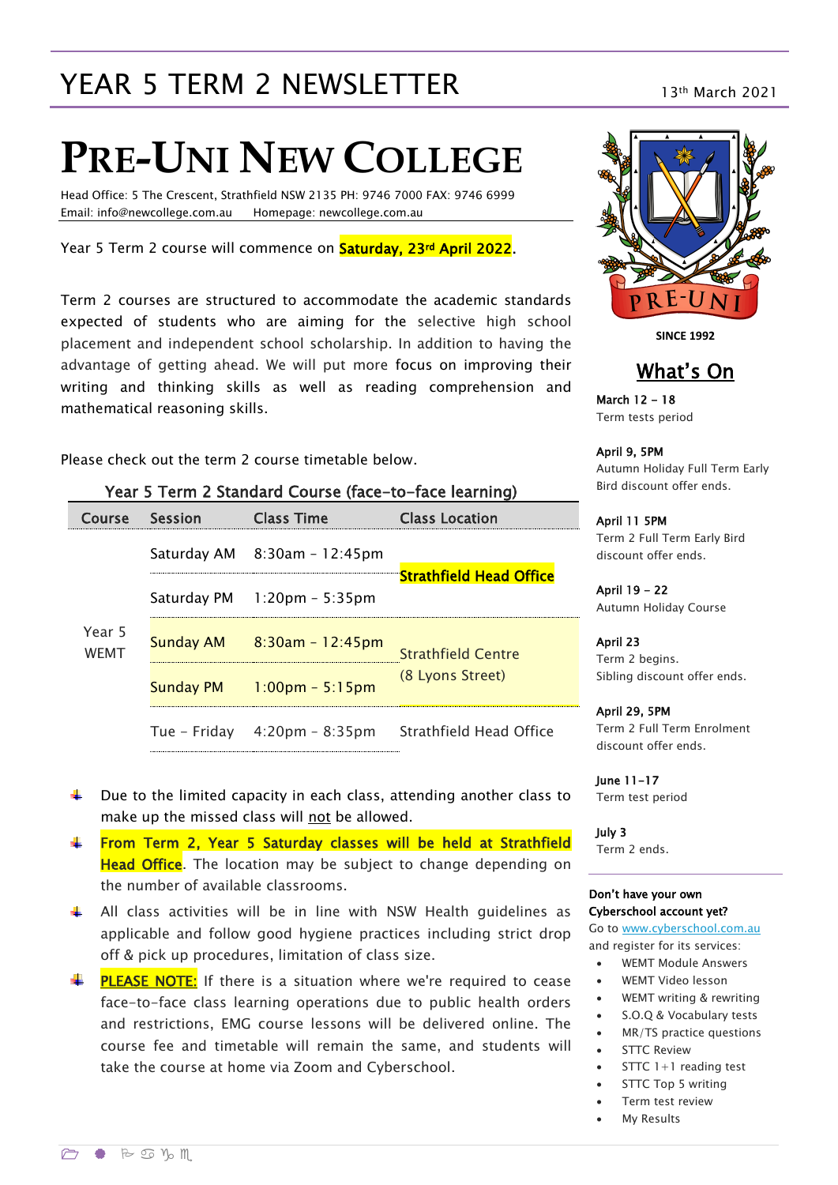# YEAR 5 TERM 2 NEWSLETTER

13th March 2021

# PRE-UNI NEW COLLEGE

Head Office: 5 The Crescent, Strathfield NSW 2135 PH: 9746 7000 FAX: 9746 6999
Email: info@newcollege.com.au     Homepage: newcollege.com.au

Year 5 Term 2 course will commence on **Saturday, 23rd April 2022**.

Term 2 courses are structured to accommodate the academic standards expected of students who are aiming for the selective high school placement and independent school scholarship. In addition to having the advantage of getting ahead. We will put more focus on improving their writing and thinking skills as well as reading comprehension and mathematical reasoning skills.

Please check out the term 2 course timetable below.

### Year 5 Term 2 Standard Course (face-to-face learning)

| Course | Session | Class Time | Class Location |
|---|---|---|---|
| Year 5 WEMT | Saturday AM | 8:30am – 12:45pm | **Strathfield Head Office** |
| | Saturday PM | 1:20pm – 5:35pm | |
| | Sunday AM | 8:30am – 12:45pm | Strathfield Centre (8 Lyons Street) |
| | Sunday PM | 1:00pm – 5:15pm | |
| | Tue – Friday | 4:20pm – 8:35pm | Strathfield Head Office |

- Due to the limited capacity in each class, attending another class to make up the missed class will not be allowed.
- **From Term 2, Year 5 Saturday classes will be held at Strathfield Head Office**. The location may be subject to change depending on the number of available classrooms.
- All class activities will be in line with NSW Health guidelines as applicable and follow good hygiene practices including strict drop off & pick up procedures, limitation of class size.
- **PLEASE NOTE:** If there is a situation where we're required to cease face-to-face class learning operations due to public health orders and restrictions, EMG course lessons will be delivered online. The course fee and timetable will remain the same, and students will take the course at home via Zoom and Cyberschool.

PRE-UNI

SINCE 1992

## What's On

**March 12 – 18**
Term tests period

**April 9, 5PM**
Autumn Holiday Full Term Early Bird discount offer ends.

**April 11 5PM**
Term 2 Full Term Early Bird discount offer ends.

**April 19 – 22**
Autumn Holiday Course

**April 23**
Term 2 begins.
Sibling discount offer ends.

**April 29, 5PM**
Term 2 Full Term Enrolment discount offer ends.

**June 11–17**
Term test period

**July 3**
Term 2 ends.

**Don't have your own Cyberschool account yet?**
Go to www.cyberschool.com.au and register for its services:

- WEMT Module Answers
- WEMT Video lesson
- WEMT writing & rewriting
- S.O.Q & Vocabulary tests
- MR/TS practice questions
- STTC Review
- STTC 1+1 reading test
- STTC Top 5 writing
- Term test review
- My Results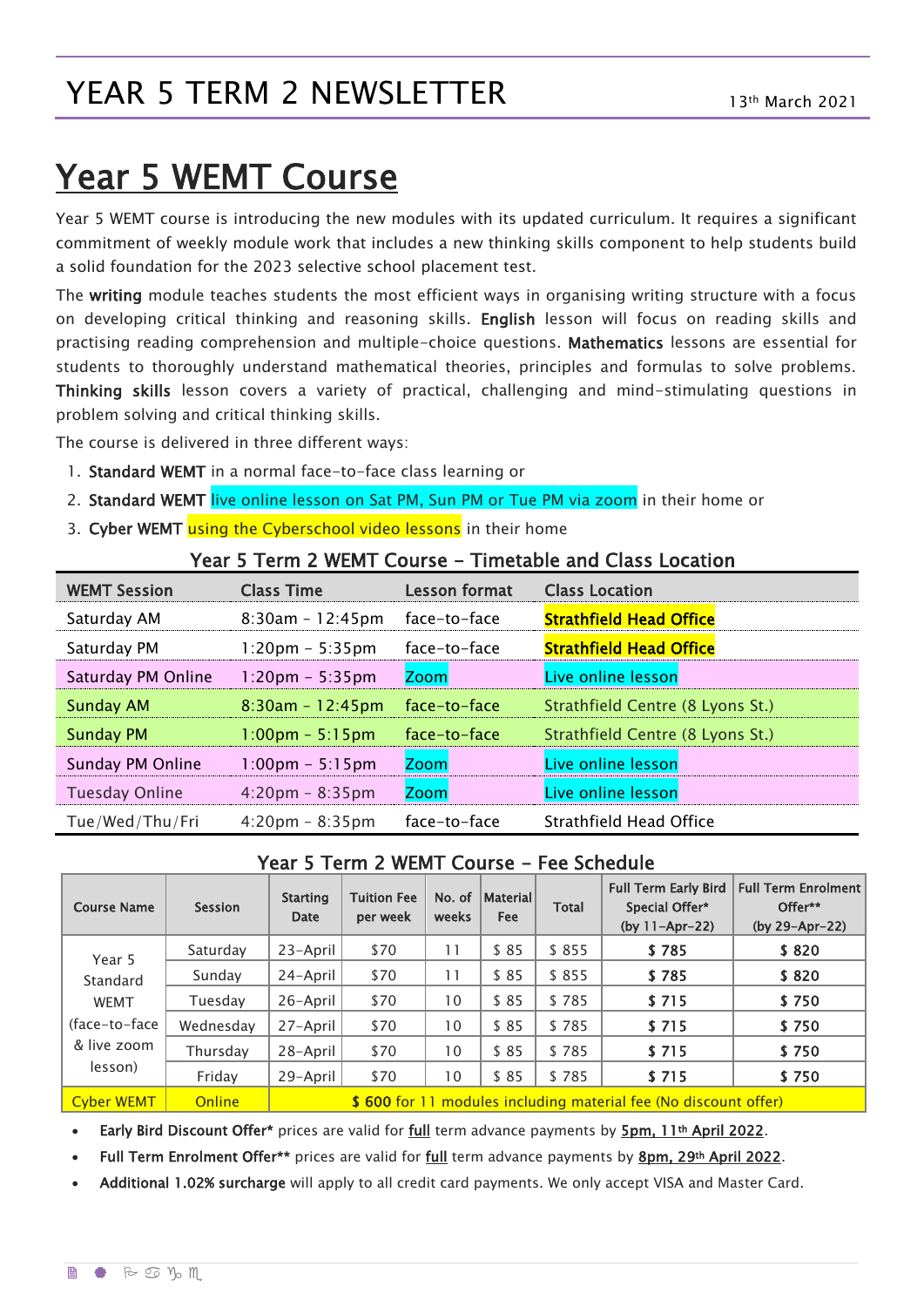# YEAR 5 TERM 2 NEWSLETTER

13th March 2021

## Year 5 WEMT Course

Year 5 WEMT course is introducing the new modules with its updated curriculum. It requires a significant commitment of weekly module work that includes a new thinking skills component to help students build a solid foundation for the 2023 selective school placement test.

The **writing** module teaches students the most efficient ways in organising writing structure with a focus on developing critical thinking and reasoning skills. **English** lesson will focus on reading skills and practising reading comprehension and multiple-choice questions. **Mathematics** lessons are essential for students to thoroughly understand mathematical theories, principles and formulas to solve problems. **Thinking skills** lesson covers a variety of practical, challenging and mind-stimulating questions in problem solving and critical thinking skills.

The course is delivered in three different ways:

1. **Standard WEMT** in a normal face-to-face class learning or
2. **Standard WEMT** live online lesson on Sat PM, Sun PM or Tue PM via zoom in their home or
3. **Cyber WEMT** using the Cyberschool video lessons in their home

### Year 5 Term 2 WEMT Course – Timetable and Class Location

| WEMT Session | Class Time | Lesson format | Class Location |
|---|---|---|---|
| Saturday AM | 8:30am – 12:45pm | face-to-face | **Strathfield Head Office** |
| Saturday PM | 1:20pm – 5:35pm | face-to-face | **Strathfield Head Office** |
| Saturday PM Online | 1:20pm – 5:35pm | Zoom | Live online lesson |
| Sunday AM | 8:30am – 12:45pm | face-to-face | Strathfield Centre (8 Lyons St.) |
| Sunday PM | 1:00pm – 5:15pm | face-to-face | Strathfield Centre (8 Lyons St.) |
| Sunday PM Online | 1:00pm – 5:15pm | Zoom | Live online lesson |
| Tuesday Online | 4:20pm – 8:35pm | Zoom | Live online lesson |
| Tue/Wed/Thu/Fri | 4:20pm – 8:35pm | face-to-face | Strathfield Head Office |

### Year 5 Term 2 WEMT Course – Fee Schedule

| Course Name | Session | Starting Date | Tuition Fee per week | No. of weeks | Material Fee | Total | Full Term Early Bird Special Offer* (by 11-Apr-22) | Full Term Enrolment Offer** (by 29-Apr-22) |
|---|---|---|---|---|---|---|---|---|
| Year 5 Standard WEMT (face-to-face & live zoom lesson) | Saturday | 23-April | $70 | 11 | $ 85 | $ 855 | **$ 785** | **$ 820** |
| | Sunday | 24-April | $70 | 11 | $ 85 | $ 855 | **$ 785** | **$ 820** |
| | Tuesday | 26-April | $70 | 10 | $ 85 | $ 785 | **$ 715** | **$ 750** |
| | Wednesday | 27-April | $70 | 10 | $ 85 | $ 785 | **$ 715** | **$ 750** |
| | Thursday | 28-April | $70 | 10 | $ 85 | $ 785 | **$ 715** | **$ 750** |
| | Friday | 29-April | $70 | 10 | $ 85 | $ 785 | **$ 715** | **$ 750** |
| Cyber WEMT | Online | **$ 600** for 11 modules including material fee (No discount offer) | | | | | | |

- **Early Bird Discount Offer*** prices are valid for full term advance payments by 5pm, 11th April 2022.
- **Full Term Enrolment Offer**** prices are valid for full term advance payments by 8pm, 29th April 2022.
- **Additional 1.02% surcharge** will apply to all credit card payments. We only accept VISA and Master Card.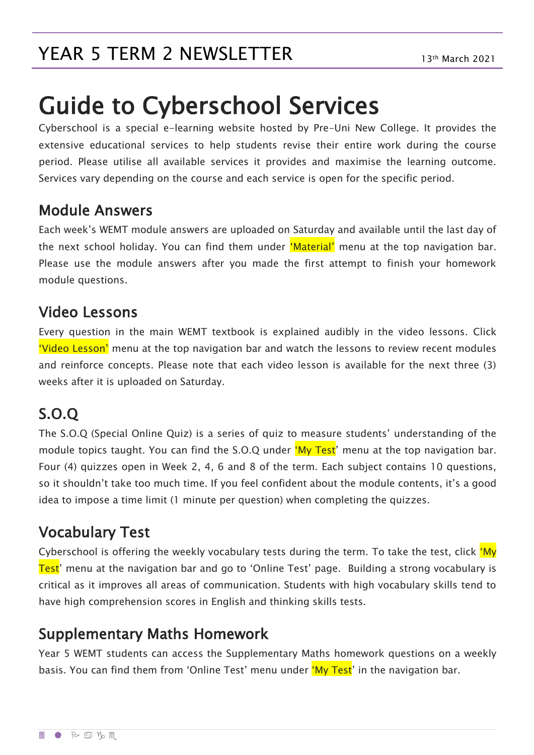# Guide to Cyberschool Services

Cyberschool is a special e-learning website hosted by Pre-Uni New College. It provides the extensive educational services to help students revise their entire work during the course period. Please utilise all available services it provides and maximise the learning outcome. Services vary depending on the course and each service is open for the specific period.

## Module Answers

Each week's WEMT module answers are uploaded on Saturday and available until the last day of the next school holiday. You can find them under 'Material' menu at the top navigation bar. Please use the module answers after you made the first attempt to finish your homework module questions.

## Video Lessons

Every question in the main WEMT textbook is explained audibly in the video lessons. Click 'Video Lesson' menu at the top navigation bar and watch the lessons to review recent modules and reinforce concepts. Please note that each video lesson is available for the next three (3) weeks after it is uploaded on Saturday.

## S.O.Q

The S.O.Q (Special Online Quiz) is a series of quiz to measure students' understanding of the module topics taught. You can find the S.O.Q under 'My Test' menu at the top navigation bar. Four (4) quizzes open in Week 2, 4, 6 and 8 of the term. Each subject contains 10 questions, so it shouldn't take too much time. If you feel confident about the module contents, it's a good idea to impose a time limit (1 minute per question) when completing the quizzes.

## Vocabulary Test

Cyberschool is offering the weekly vocabulary tests during the term. To take the test, click 'My Test' menu at the navigation bar and go to 'Online Test' page. Building a strong vocabulary is critical as it improves all areas of communication. Students with high vocabulary skills tend to have high comprehension scores in English and thinking skills tests.

## Supplementary Maths Homework

Year 5 WEMT students can access the Supplementary Maths homework questions on a weekly basis. You can find them from 'Online Test' menu under 'My Test' in the navigation bar.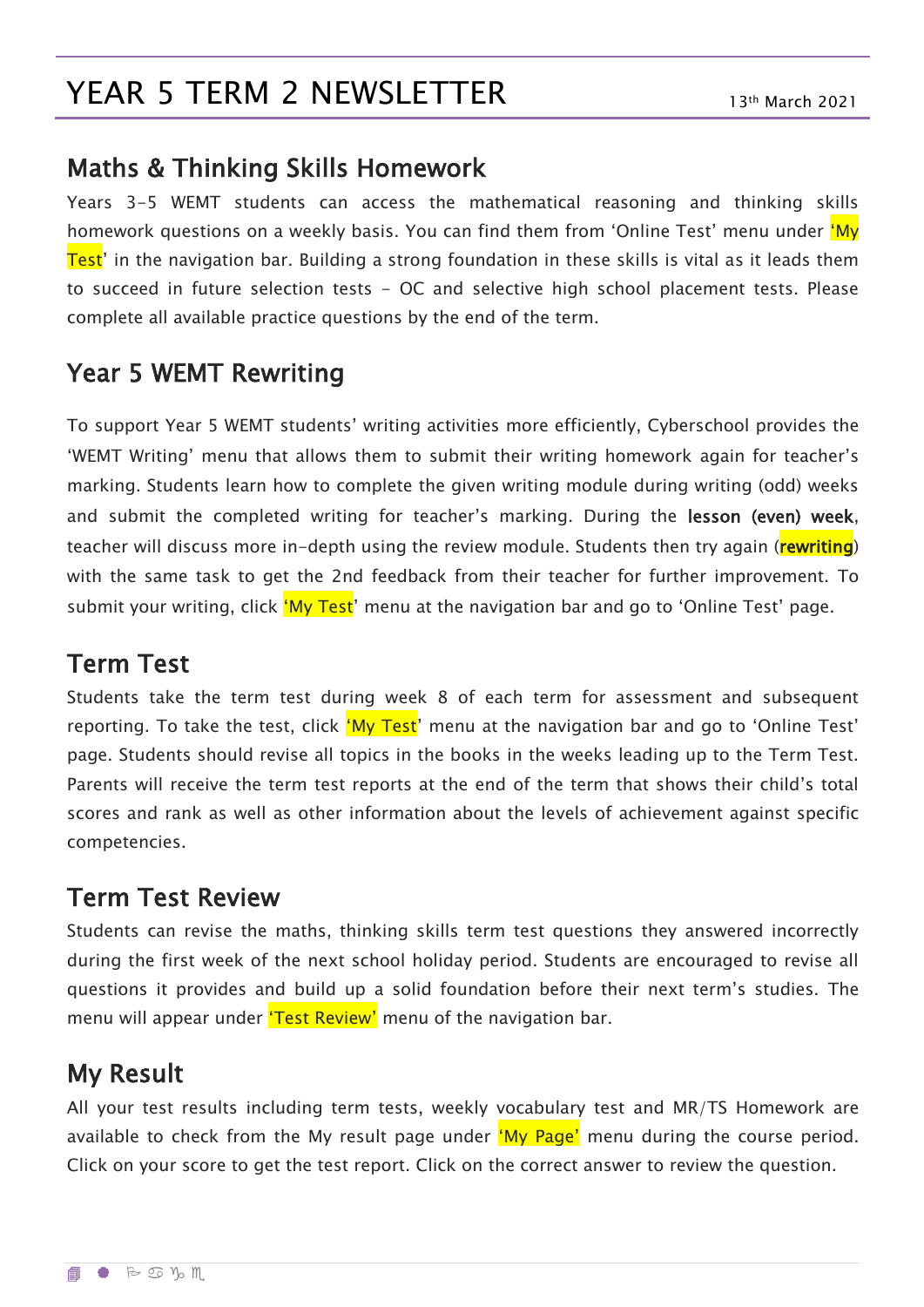# YEAR 5 TERM 2 NEWSLETTER

13th March 2021

## Maths & Thinking Skills Homework

Years 3-5 WEMT students can access the mathematical reasoning and thinking skills homework questions on a weekly basis. You can find them from 'Online Test' menu under 'My Test' in the navigation bar. Building a strong foundation in these skills is vital as it leads them to succeed in future selection tests – OC and selective high school placement tests. Please complete all available practice questions by the end of the term.

## Year 5 WEMT Rewriting

To support Year 5 WEMT students' writing activities more efficiently, Cyberschool provides the 'WEMT Writing' menu that allows them to submit their writing homework again for teacher's marking. Students learn how to complete the given writing module during writing (odd) weeks and submit the completed writing for teacher's marking. During the **lesson (even) week**, teacher will discuss more in-depth using the review module. Students then try again (**rewriting**) with the same task to get the 2nd feedback from their teacher for further improvement. To submit your writing, click 'My Test' menu at the navigation bar and go to 'Online Test' page.

## Term Test

Students take the term test during week 8 of each term for assessment and subsequent reporting. To take the test, click 'My Test' menu at the navigation bar and go to 'Online Test' page. Students should revise all topics in the books in the weeks leading up to the Term Test. Parents will receive the term test reports at the end of the term that shows their child's total scores and rank as well as other information about the levels of achievement against specific competencies.

## Term Test Review

Students can revise the maths, thinking skills term test questions they answered incorrectly during the first week of the next school holiday period. Students are encouraged to revise all questions it provides and build up a solid foundation before their next term's studies. The menu will appear under 'Test Review' menu of the navigation bar.

## My Result

All your test results including term tests, weekly vocabulary test and MR/TS Homework are available to check from the My result page under 'My Page' menu during the course period. Click on your score to get the test report. Click on the correct answer to review the question.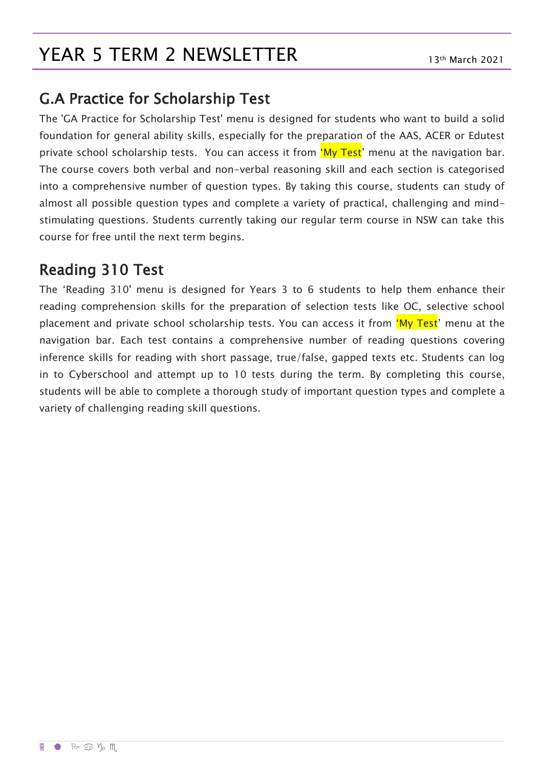# YEAR 5 TERM 2 NEWSLETTER

13th March 2021

## G.A Practice for Scholarship Test

The 'GA Practice for Scholarship Test' menu is designed for students who want to build a solid foundation for general ability skills, especially for the preparation of the AAS, ACER or Edutest private school scholarship tests. You can access it from 'My Test' menu at the navigation bar. The course covers both verbal and non-verbal reasoning skill and each section is categorised into a comprehensive number of question types. By taking this course, students can study of almost all possible question types and complete a variety of practical, challenging and mind-stimulating questions. Students currently taking our regular term course in NSW can take this course for free until the next term begins.

## Reading 310 Test

The 'Reading 310' menu is designed for Years 3 to 6 students to help them enhance their reading comprehension skills for the preparation of selection tests like OC, selective school placement and private school scholarship tests. You can access it from 'My Test' menu at the navigation bar. Each test contains a comprehensive number of reading questions covering inference skills for reading with short passage, true/false, gapped texts etc. Students can log in to Cyberschool and attempt up to 10 tests during the term. By completing this course, students will be able to complete a thorough study of important question types and complete a variety of challenging reading skill questions.